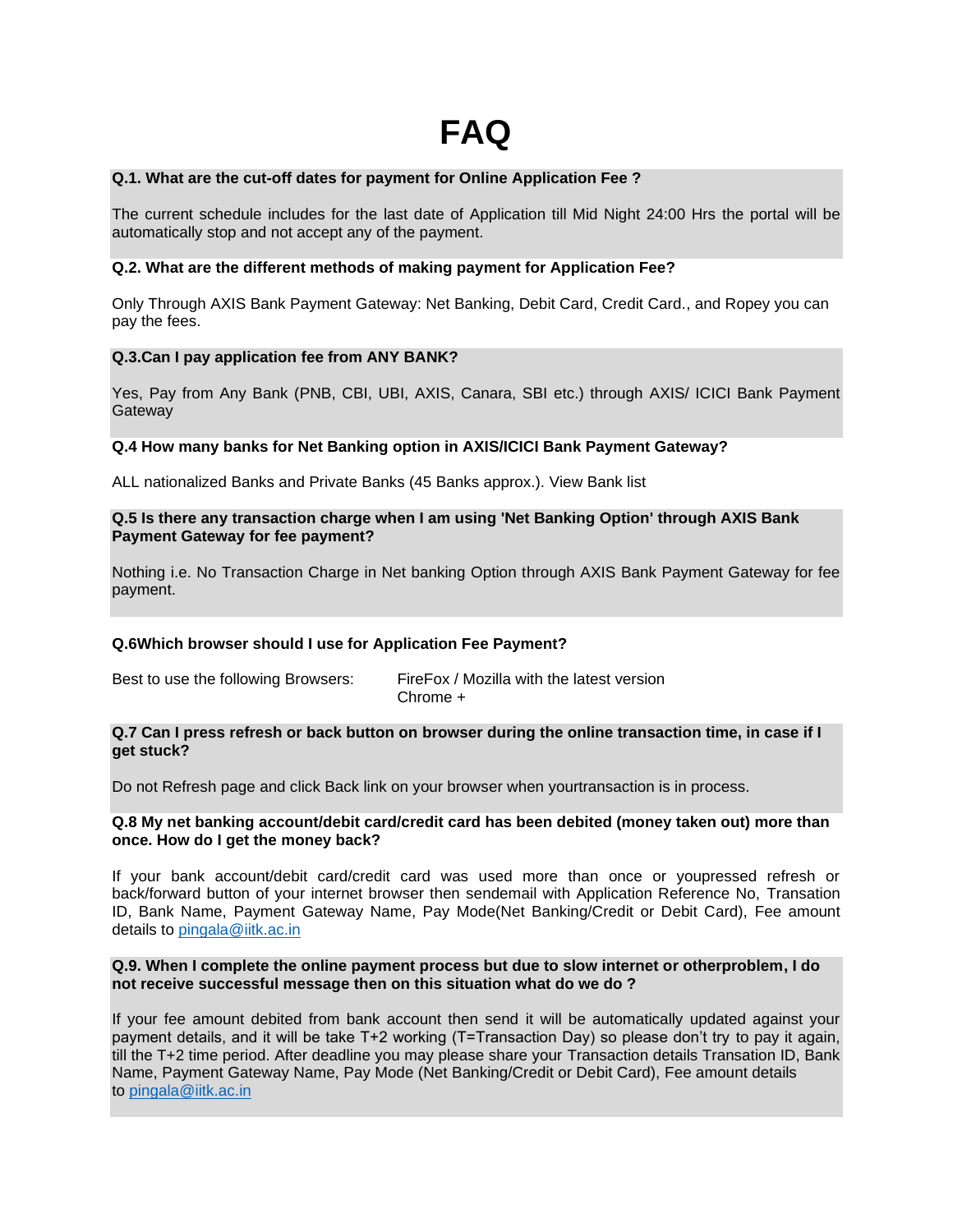# FAQ

**Q.1. What are the cut-off dates for payment for Online Application Fee ?**

The current schedule includes for the last date of Application till Mid Night 24:00 Hrs the portal will be automatically stop and not accept any of the payment.

**Q.2. What are the different methods of making payment for Application Fee?**

Only Through AXIS Bank Payment Gateway: Net Banking, Debit Card, Credit Card., and Ropey you can pay the fees.

**Q.3.Can I pay application fee from ANY BANK?**

Yes, Pay from Any Bank (PNB, CBI, UBI, AXIS, Canara, SBI etc.) through AXIS/ ICICI Bank Payment Gateway

**Q.4 How many banks for Net Banking option in AXIS/ICICI Bank Payment Gateway?**

ALL nationalized Banks and Private Banks (45 Banks approx.). View Bank list

**Q.5 Is there any transaction charge when I am using 'Net Banking Option' through AXIS Bank Payment Gateway for fee payment?**

Nothing i.e. No Transaction Charge in Net banking Option through AXIS Bank Payment Gateway for fee payment.

**Q.6Which browser should I use for Application Fee Payment?**

Best to use the following Browsers: FireFox / Mozilla with the latest version
Chrome +

**Q.7 Can I press refresh or back button on browser during the online transaction time, in case if I get stuck?**

Do not Refresh page and click Back link on your browser when yourtransaction is in process.

**Q.8 My net banking account/debit card/credit card has been debited (money taken out) more than once. How do I get the money back?**

If your bank account/debit card/credit card was used more than once or youpressed refresh or back/forward button of your internet browser then sendemail with Application Reference No, Transation ID, Bank Name, Payment Gateway Name, Pay Mode(Net Banking/Credit or Debit Card), Fee amount details to pingala@iitk.ac.in

**Q.9. When I complete the online payment process but due to slow internet or otherproblem, I do not receive successful message then on this situation what do we do ?**

If your fee amount debited from bank account then send it will be automatically updated against your payment details, and it will be take T+2 working (T=Transaction Day) so please don't try to pay it again, till the T+2 time period. After deadline you may please share your Transaction details Transation ID, Bank Name, Payment Gateway Name, Pay Mode (Net Banking/Credit or Debit Card), Fee amount details to pingala@iitk.ac.in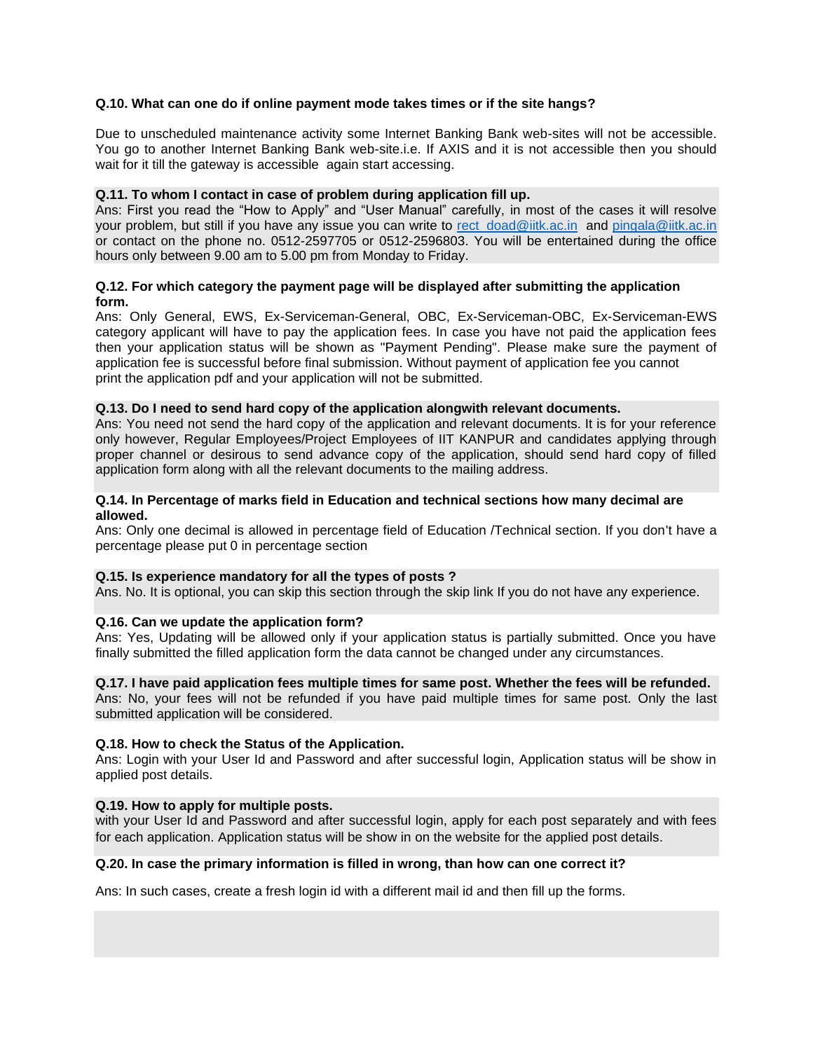**Q.10. What can one do if online payment mode takes times or if the site hangs?**

Due to unscheduled maintenance activity some Internet Banking Bank web-sites will not be accessible. You go to another Internet Banking Bank web-site.i.e. If AXIS and it is not accessible then you should wait for it till the gateway is accessible again start accessing.

**Q.11. To whom I contact in case of problem during application fill up.**
Ans: First you read the “How to Apply” and “User Manual” carefully, in most of the cases it will resolve your problem, but still if you have any issue you can write to rect_doad@iitk.ac.in and pingala@iitk.ac.in or contact on the phone no. 0512-2597705 or 0512-2596803. You will be entertained during the office hours only between 9.00 am to 5.00 pm from Monday to Friday.

**Q.12. For which category the payment page will be displayed after submitting the application form.**
Ans: Only General, EWS, Ex-Serviceman-General, OBC, Ex-Serviceman-OBC, Ex-Serviceman-EWS category applicant will have to pay the application fees. In case you have not paid the application fees then your application status will be shown as "Payment Pending". Please make sure the payment of application fee is successful before final submission. Without payment of application fee you cannot print the application pdf and your application will not be submitted.

**Q.13. Do I need to send hard copy of the application alongwith relevant documents.**
Ans: You need not send the hard copy of the application and relevant documents. It is for your reference only however, Regular Employees/Project Employees of IIT KANPUR and candidates applying through proper channel or desirous to send advance copy of the application, should send hard copy of filled application form along with all the relevant documents to the mailing address.

**Q.14. In Percentage of marks field in Education and technical sections how many decimal are allowed.**
Ans: Only one decimal is allowed in percentage field of Education /Technical section. If you don't have a percentage please put 0 in percentage section

**Q.15. Is experience mandatory for all the types of posts ?**
Ans. No. It is optional, you can skip this section through the skip link If you do not have any experience.

**Q.16. Can we update the application form?**
Ans: Yes, Updating will be allowed only if your application status is partially submitted. Once you have finally submitted the filled application form the data cannot be changed under any circumstances.

**Q.17. I have paid application fees multiple times for same post. Whether the fees will be refunded.**
Ans: No, your fees will not be refunded if you have paid multiple times for same post. Only the last submitted application will be considered.

**Q.18. How to check the Status of the Application.**
Ans: Login with your User Id and Password and after successful login, Application status will be show in applied post details.

**Q.19. How to apply for multiple posts.**
with your User Id and Password and after successful login, apply for each post separately and with fees for each application. Application status will be show in on the website for the applied post details.

**Q.20. In case the primary information is filled in wrong, than how can one correct it?**

Ans: In such cases, create a fresh login id with a different mail id and then fill up the forms.